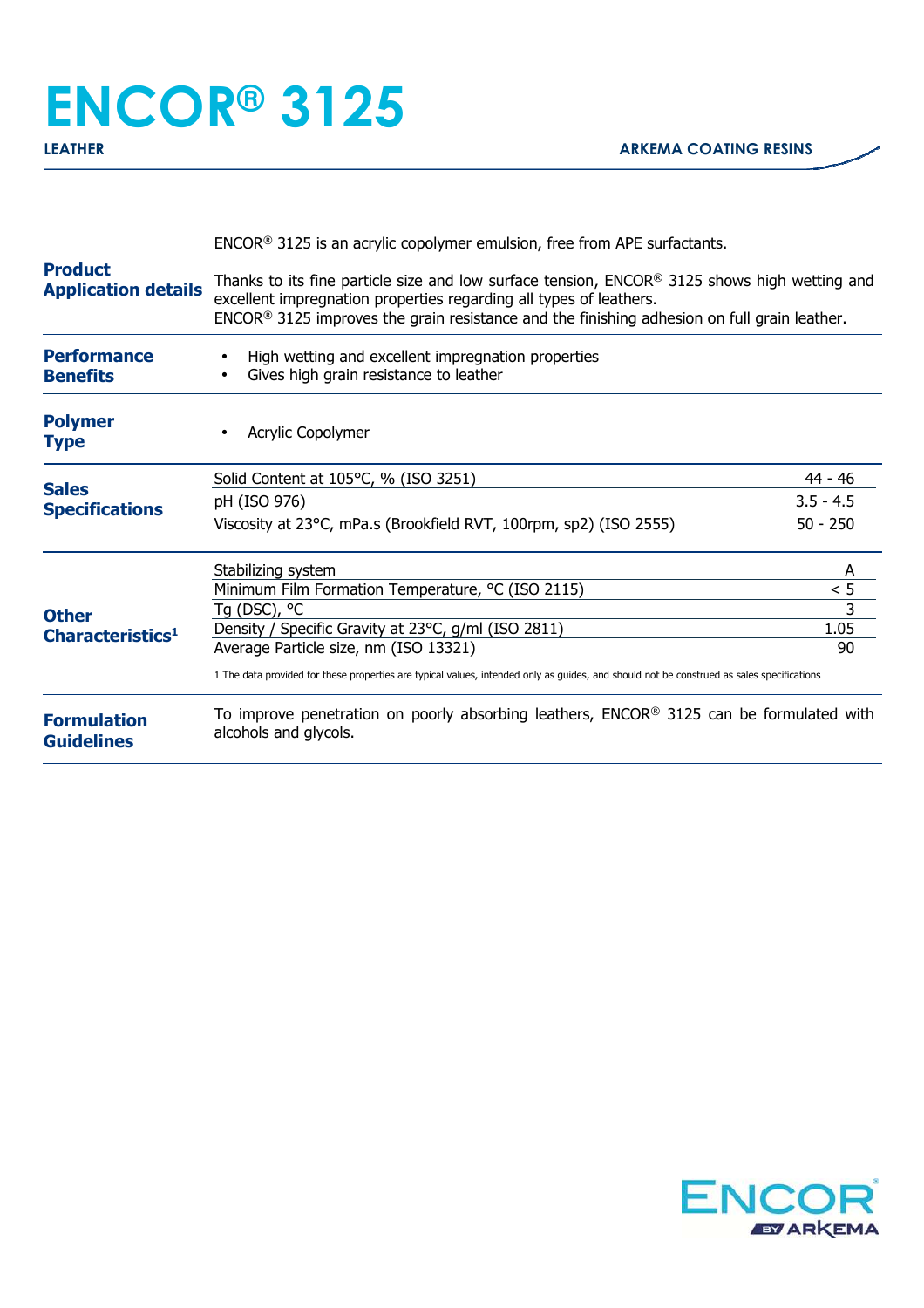# ENCOR® 3125

**LEATHER** | **ARKEMA COATING RESINS**

## Product Application details

ENCOR® 3125 is an acrylic copolymer emulsion, free from APE surfactants.

Thanks to its fine particle size and low surface tension, ENCOR® 3125 shows high wetting and excellent impregnation properties regarding all types of leathers.
ENCOR® 3125 improves the grain resistance and the finishing adhesion on full grain leather.

## Performance Benefits

- High wetting and excellent impregnation properties
- Gives high grain resistance to leather

## Polymer Type

- Acrylic Copolymer

## Sales Specifications

| Property | Value |
| --- | --- |
| Solid Content at 105°C, % (ISO 3251) | 44 - 46 |
| pH (ISO 976) | 3.5 - 4.5 |
| Viscosity at 23°C, mPa.s (Brookfield RVT, 100rpm, sp2) (ISO 2555) | 50 - 250 |

## Other Characteristics[1]

| Property | Value |
| --- | --- |
| Stabilizing system | A |
| Minimum Film Formation Temperature, °C (ISO 2115) | < 5 |
| Tg (DSC), °C | 3 |
| Density / Specific Gravity at 23°C, g/ml (ISO 2811) | 1.05 |
| Average Particle size, nm (ISO 13321) | 90 |

1 The data provided for these properties are typical values, intended only as guides, and should not be construed as sales specifications

## Formulation Guidelines

To improve penetration on poorly absorbing leathers, ENCOR® 3125 can be formulated with alcohols and glycols.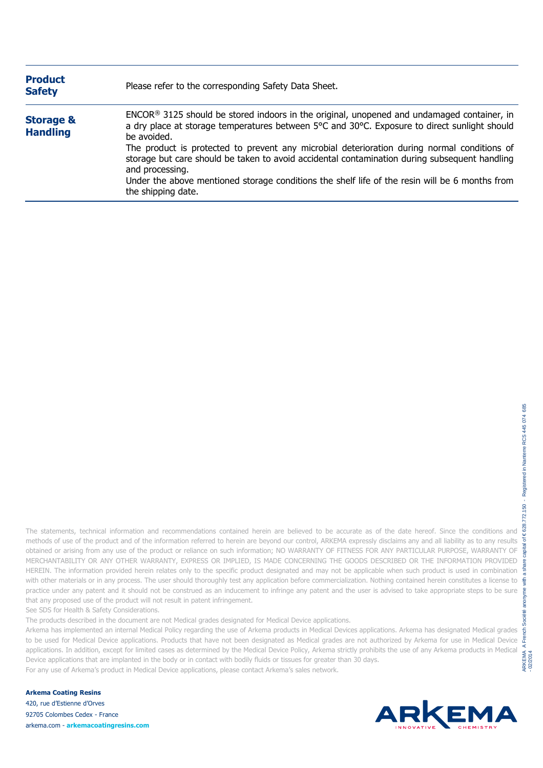| | |
|---|---|
| **Product Safety** | Please refer to the corresponding Safety Data Sheet. |
| **Storage & Handling** | ENCOR® 3125 should be stored indoors in the original, unopened and undamaged container, in a dry place at storage temperatures between 5°C and 30°C. Exposure to direct sunlight should be avoided.<br>The product is protected to prevent any microbial deterioration during normal conditions of storage but care should be taken to avoid accidental contamination during subsequent handling and processing.<br>Under the above mentioned storage conditions the shelf life of the resin will be 6 months from the shipping date. |

The statements, technical information and recommendations contained herein are believed to be accurate as of the date hereof. Since the conditions and methods of use of the product and of the information referred to herein are beyond our control, ARKEMA expressly disclaims any and all liability as to any results obtained or arising from any use of the product or reliance on such information; NO WARRANTY OF FITNESS FOR ANY PARTICULAR PURPOSE, WARRANTY OF MERCHANTABILITY OR ANY OTHER WARRANTY, EXPRESS OR IMPLIED, IS MADE CONCERNING THE GOODS DESCRIBED OR THE INFORMATION PROVIDED HEREIN. The information provided herein relates only to the specific product designated and may not be applicable when such product is used in combination with other materials or in any process. The user should thoroughly test any application before commercialization. Nothing contained herein constitutes a license to practice under any patent and it should not be construed as an inducement to infringe any patent and the user is advised to take appropriate steps to be sure that any proposed use of the product will not result in patent infringement.
See SDS for Health & Safety Considerations.

The products described in the document are not Medical grades designated for Medical Device applications.

Arkema has implemented an internal Medical Policy regarding the use of Arkema products in Medical Devices applications. Arkema has designated Medical grades to be used for Medical Device applications. Products that have not been designated as Medical grades are not authorized by Arkema for use in Medical Device applications. In addition, except for limited cases as determined by the Medical Device Policy, Arkema strictly prohibits the use of any Arkema products in Medical Device applications that are implanted in the body or in contact with bodily fluids or tissues for greater than 30 days.

For any use of Arkema's product in Medical Device applications, please contact Arkema's sales network.

**Arkema Coating Resins**
420, rue d'Estienne d'Orves
92705 Colombes Cedex - France
arkema.com - **arkemacoatingresins.com**

ARKEMA A French Société anonyme with a share capital of € 628.772.150 - Registered in Nanterre RCS 445 074 685 - 02/2014